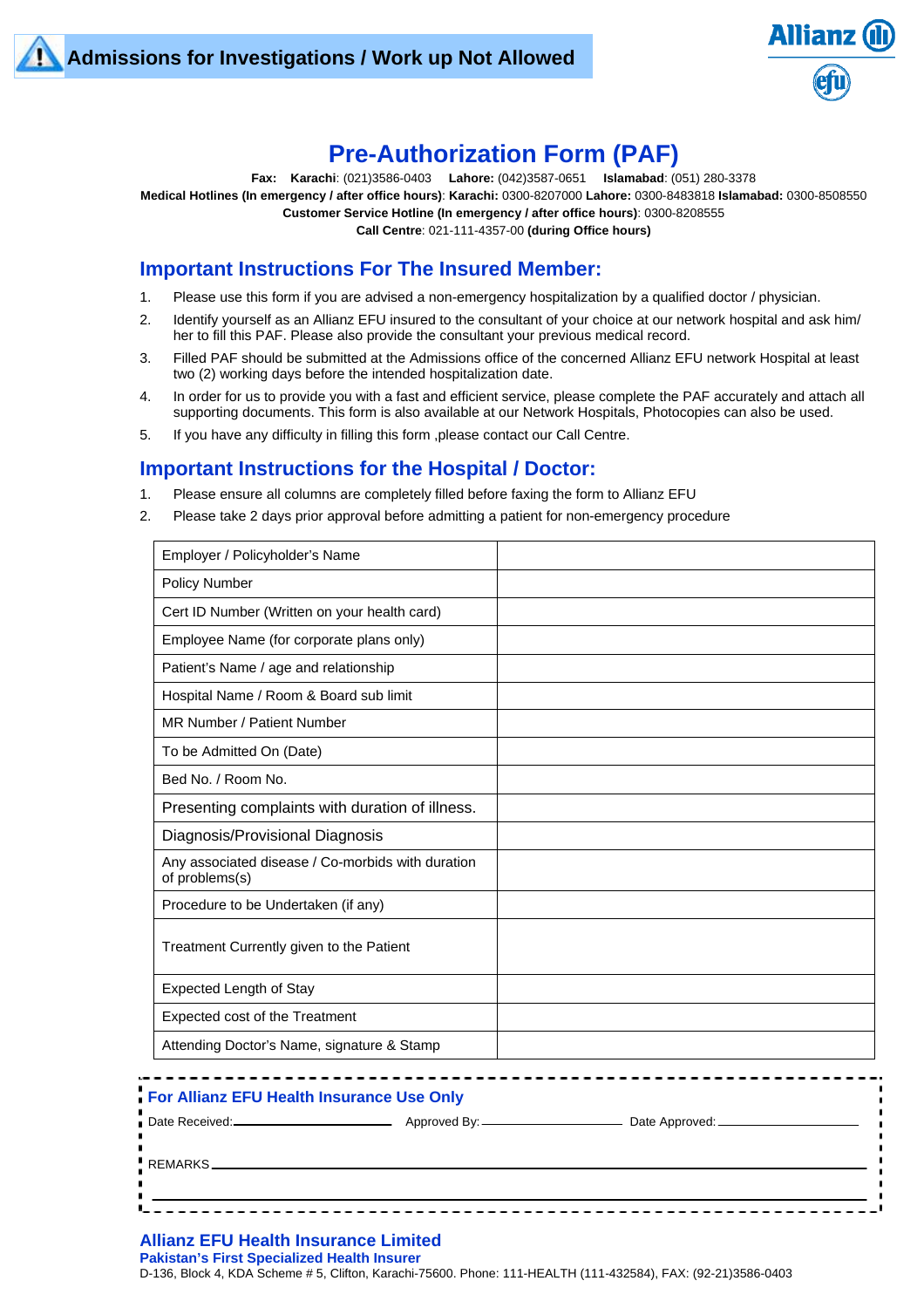**Admissions for Investigations / Work up Not Allowed**

Allianz
efu

# Pre-Authorization Form (PAF)

**Fax:** **Karachi**: (021)3586-0403 **Lahore:** (042)3587-0651 **Islamabad**: (051) 280-3378
**Medical Hotlines (In emergency / after office hours)**: **Karachi:** 0300-8207000 **Lahore:** 0300-8483818 **Islamabad:** 0300-8508550
**Customer Service Hotline (In emergency / after office hours)**: 0300-8208555
**Call Centre**: 021-111-4357-00 **(during Office hours)**

## Important Instructions For The Insured Member:

1. Please use this form if you are advised a non-emergency hospitalization by a qualified doctor / physician.
2. Identify yourself as an Allianz EFU insured to the consultant of your choice at our network hospital and ask him/her to fill this PAF. Please also provide the consultant your previous medical record.
3. Filled PAF should be submitted at the Admissions office of the concerned Allianz EFU network Hospital at least two (2) working days before the intended hospitalization date.
4. In order for us to provide you with a fast and efficient service, please complete the PAF accurately and attach all supporting documents. This form is also available at our Network Hospitals, Photocopies can also be used.
5. If you have any difficulty in filling this form ,please contact our Call Centre.

## Important Instructions for the Hospital / Doctor:

1. Please ensure all columns are completely filled before faxing the form to Allianz EFU
2. Please take 2 days prior approval before admitting a patient for non-emergency procedure

| | |
|---|---|
| Employer / Policyholder's Name | |
| Policy Number | |
| Cert ID Number (Written on your health card) | |
| Employee Name (for corporate plans only) | |
| Patient's Name / age and relationship | |
| Hospital Name / Room & Board sub limit | |
| MR Number / Patient Number | |
| To be Admitted On (Date) | |
| Bed No. / Room No. | |
| Presenting complaints with duration of illness. | |
| Diagnosis/Provisional Diagnosis | |
| Any associated disease / Co-morbids with duration of problems(s) | |
| Procedure to be Undertaken (if any) | |
| Treatment Currently given to the Patient | |
| Expected Length of Stay | |
| Expected cost of the Treatment | |
| Attending Doctor's Name, signature & Stamp | |

### For Allianz EFU Health Insurance Use Only

Date Received:\_\_\_\_\_\_\_\_\_\_\_\_\_\_\_\_\_\_ Approved By:\_\_\_\_\_\_\_\_\_\_\_\_\_\_\_\_\_\_ Date Approved:\_\_\_\_\_\_\_\_\_\_\_\_\_\_\_\_\_\_

REMARKS\_\_\_\_\_\_\_\_\_\_\_\_\_\_\_\_\_\_\_\_\_\_\_\_\_\_\_\_\_\_\_\_\_\_\_\_\_\_\_\_\_\_\_\_\_\_\_\_\_\_\_\_\_\_\_\_\_\_\_\_

\_\_\_\_\_\_\_\_\_\_\_\_\_\_\_\_\_\_\_\_\_\_\_\_\_\_\_\_\_\_\_\_\_\_\_\_\_\_\_\_\_\_\_\_\_\_\_\_\_\_\_\_\_\_\_\_\_\_\_\_\_\_\_\_\_\_

**Allianz EFU Health Insurance Limited**
**Pakistan's First Specialized Health Insurer**
D-136, Block 4, KDA Scheme # 5, Clifton, Karachi-75600. Phone: 111-HEALTH (111-432584), FAX: (92-21)3586-0403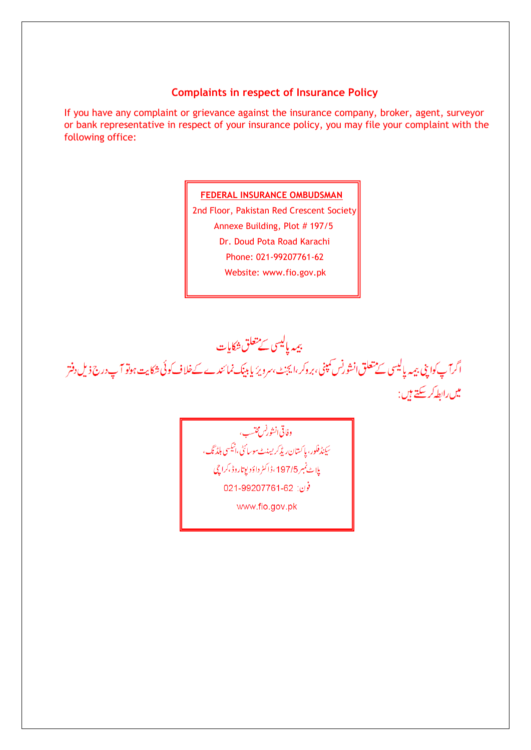## Complaints in respect of Insurance Policy

If you have any complaint or grievance against the insurance company, broker, agent, surveyor or bank representative in respect of your insurance policy, you may file your complaint with the following office:

**FEDERAL INSURANCE OMBUDSMAN**

2nd Floor, Pakistan Red Crescent Society

Annexe Building, Plot # 197/5

Dr. Doud Pota Road Karachi

Phone: 021-99207761-62

Website: www.fio.gov.pk

## بیمہ پالیسی کے متعلق شکایات

اگر آپ کو اپنی بیمہ پالیسی کے متعلق انشورنس کمپنی، بروکر، ایجنٹ، سرویئر یا بینک نمائندے کے خلاف کوئی شکایت ہو تو آپ درج ذیل دفتر میں رابطہ کر سکتے ہیں:

وفاقی انشورنس محتسب،

سیکنڈ فلور، پاکستان ریڈ کریسنٹ سوسائٹی، انیکسی بلڈنگ،

پلاٹ نمبر 197/5، ڈاکٹر داؤد پوتا روڈ، کراچی

فون: 021-99207761-62

www.fio.gov.pk